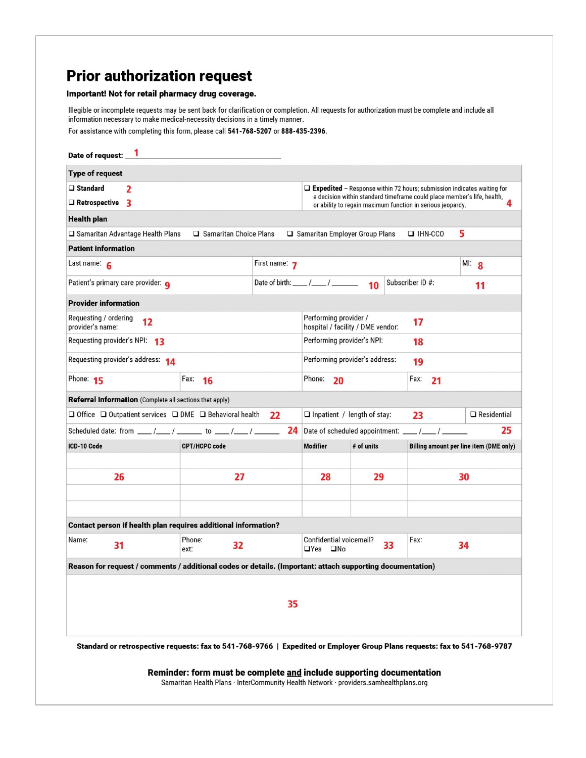# Prior authorization request

**Important! Not for retail pharmacy drug coverage.**

Illegible or incomplete requests may be sent back for clarification or completion. All requests for authorization must be complete and include all information necessary to make medical-necessity decisions in a timely manner.

For assistance with completing this form, please call **541-768-5207** or **888-435-2396**.

**Date of request:** 1 ______________________________

| **Type of request** | |
|---|---|
| ❑ **Standard** 2 | ❑ **Expedited** – Response within 72 hours; submission indicates waiting for a decision within standard timeframe could place member's life, health, or ability to regain maximum function in serious jeopardy. 4 |
| ❑ **Retrospective** 3 | |

| **Health plan** |
|---|
| ❑ Samaritan Advantage Health Plans ❑ Samaritan Choice Plans ❑ Samaritan Employer Group Plans ❑ IHN-CCO 5 |

| **Patient information** | | |
|---|---|---|
| Last name: 6 | First name: 7 | MI: 8 |
| Patient's primary care provider: 9 | Date of birth: ___/___/_______ 10 | Subscriber ID #: 11 |

| **Provider information** | | | |
|---|---|---|---|
| Requesting / ordering provider's name: 12 | | Performing provider / hospital / facility / DME vendor: 17 | |
| Requesting provider's NPI: 13 | | Performing provider's NPI: 18 | |
| Requesting provider's address: 14 | | Performing provider's address: 19 | |
| Phone: 15 | Fax: 16 | Phone: 20 | Fax: 21 |

| **Referral information** (Complete all sections that apply) | | |
|---|---|---|
| ❑ Office ❑ Outpatient services ❑ DME ❑ Behavioral health 22 | ❑ Inpatient / length of stay: 23 | ❑ Residential |
| Scheduled date: from ___/___/_______ to ___/___/_______ 24 | Date of scheduled appointment: ___/___/_______ 25 | |

| ICD-10 Code | CPT/HCPC code | Modifier | # of units | Billing amount per line item (DME only) |
|---|---|---|---|---|
| | | | | |
| 26 | 27 | 28 | 29 | 30 |
| | | | | |
| | | | | |

| **Contact person if health plan requires additional information?** | | | |
|---|---|---|---|
| Name: 31 | Phone: ext: 32 | Confidential voicemail? ❑Yes ❑No 33 | Fax: 34 |

| **Reason for request / comments / additional codes or details. (Important: attach supporting documentation)** |
|---|
| 35 |

**Standard or retrospective requests: fax to 541-768-9766 | Expedited or Employer Group Plans requests: fax to 541-768-9787**

**Reminder: form must be complete <u>and</u> include supporting documentation**

Samaritan Health Plans · InterCommunity Health Network · providers.samhealthplans.org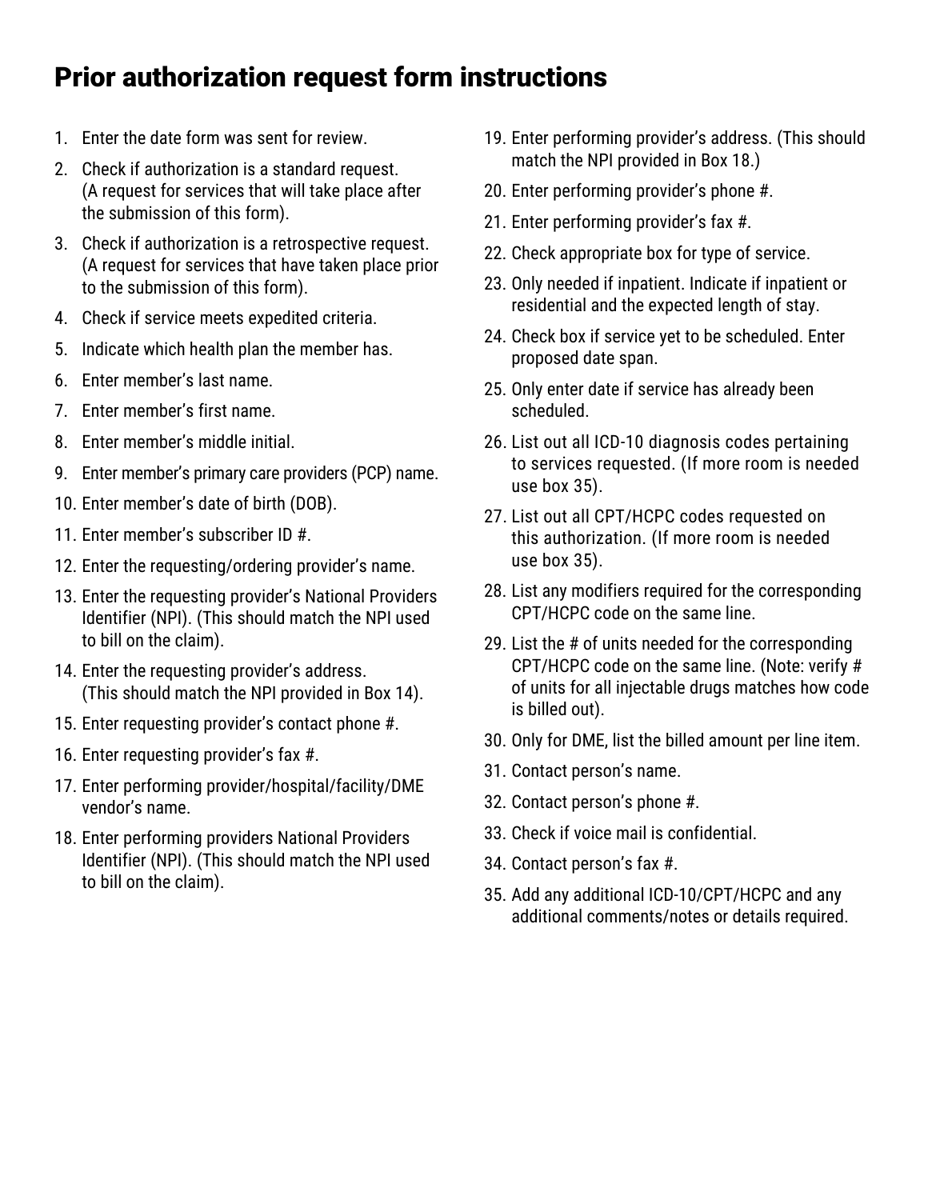# Prior authorization request form instructions

1. Enter the date form was sent for review.
2. Check if authorization is a standard request. (A request for services that will take place after the submission of this form).
3. Check if authorization is a retrospective request. (A request for services that have taken place prior to the submission of this form).
4. Check if service meets expedited criteria.
5. Indicate which health plan the member has.
6. Enter member's last name.
7. Enter member's first name.
8. Enter member's middle initial.
9. Enter member's primary care providers (PCP) name.
10. Enter member's date of birth (DOB).
11. Enter member's subscriber ID #.
12. Enter the requesting/ordering provider's name.
13. Enter the requesting provider's National Providers Identifier (NPI). (This should match the NPI used to bill on the claim).
14. Enter the requesting provider's address. (This should match the NPI provided in Box 14).
15. Enter requesting provider's contact phone #.
16. Enter requesting provider's fax #.
17. Enter performing provider/hospital/facility/DME vendor's name.
18. Enter performing providers National Providers Identifier (NPI). (This should match the NPI used to bill on the claim).
19. Enter performing provider's address. (This should match the NPI provided in Box 18.)
20. Enter performing provider's phone #.
21. Enter performing provider's fax #.
22. Check appropriate box for type of service.
23. Only needed if inpatient. Indicate if inpatient or residential and the expected length of stay.
24. Check box if service yet to be scheduled. Enter proposed date span.
25. Only enter date if service has already been scheduled.
26. List out all ICD-10 diagnosis codes pertaining to services requested. (If more room is needed use box 35).
27. List out all CPT/HCPC codes requested on this authorization. (If more room is needed use box 35).
28. List any modifiers required for the corresponding CPT/HCPC code on the same line.
29. List the # of units needed for the corresponding CPT/HCPC code on the same line. (Note: verify # of units for all injectable drugs matches how code is billed out).
30. Only for DME, list the billed amount per line item.
31. Contact person's name.
32. Contact person's phone #.
33. Check if voice mail is confidential.
34. Contact person's fax #.
35. Add any additional ICD-10/CPT/HCPC and any additional comments/notes or details required.